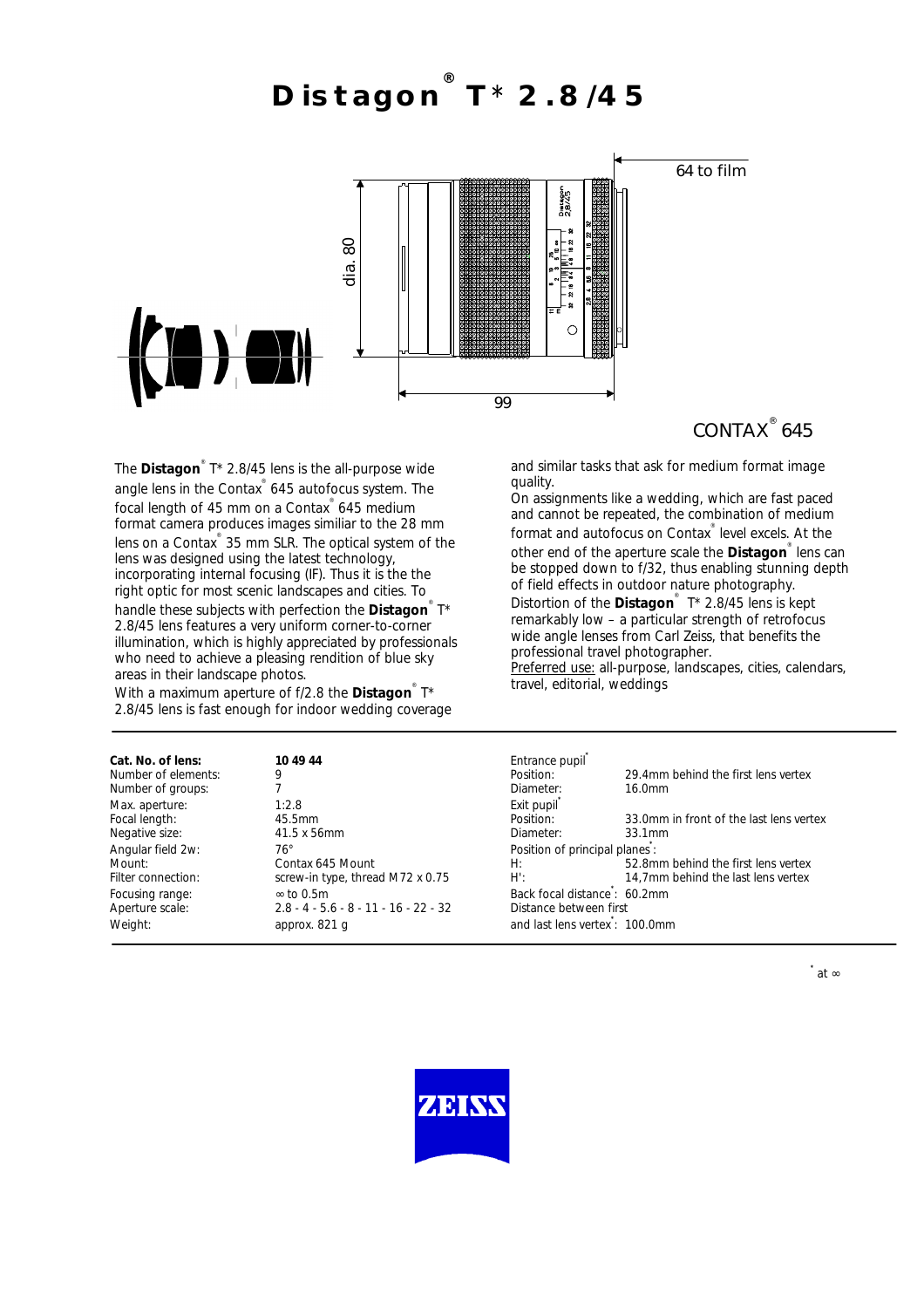# Distagon® T* 2.8/45

64 to film

dia. 80

99

CONTAX® 645

The **Distagon**® T* 2.8/45 lens is the all-purpose wide angle lens in the Contax® 645 autofocus system. The focal length of 45 mm on a Contax® 645 medium format camera produces images similiar to the 28 mm lens on a Contax® 35 mm SLR. The optical system of the lens was designed using the latest technology, incorporating internal focusing (IF). Thus it is the the right optic for most scenic landscapes and cities. To handle these subjects with perfection the **Distagon**® T* 2.8/45 lens features a very uniform corner-to-corner illumination, which is highly appreciated by professionals who need to achieve a pleasing rendition of blue sky areas in their landscape photos.

With a maximum aperture of f/2.8 the **Distagon**® T* 2.8/45 lens is fast enough for indoor wedding coverage and similar tasks that ask for medium format image quality.

On assignments like a wedding, which are fast paced and cannot be repeated, the combination of medium format and autofocus on Contax® level excels. At the other end of the aperture scale the **Distagon**® lens can be stopped down to f/32, thus enabling stunning depth of field effects in outdoor nature photography.

Distortion of the **Distagon**® T* 2.8/45 lens is kept remarkably low – a particular strength of retrofocus wide angle lenses from Carl Zeiss, that benefits the professional travel photographer.

Preferred use: all-purpose, landscapes, cities, calendars, travel, editorial, weddings

| | |
|---|---|
| **Cat. No. of lens:** | **10 49 44** |
| Number of elements: | 9 |
| Number of groups: | 7 |
| Max. aperture: | 1:2.8 |
| Focal length: | 45.5mm |
| Negative size: | 41.5 x 56mm |
| Angular field 2w: | 76° |
| Mount: | Contax 645 Mount |
| Filter connection: | screw-in type, thread M72 x 0.75 |
| Focusing range: | ∞ to 0.5m |
| Aperture scale: | 2.8 - 4 - 5.6 - 8 - 11 - 16 - 22 - 32 |
| Weight: | approx. 821 g |

| | |
|---|---|
| Entrance pupil* | |
| Position: | 29.4mm behind the first lens vertex |
| Diameter: | 16.0mm |
| Exit pupil* | |
| Position: | 33.0mm in front of the last lens vertex |
| Diameter: | 33.1mm |
| Position of principal planes*: | |
| H: | 52.8mm behind the first lens vertex |
| H': | 14,7mm behind the last lens vertex |
| Back focal distance*: | 60.2mm |
| Distance between first and last lens vertex*: | 100.0mm |

* at ∞

ZEISS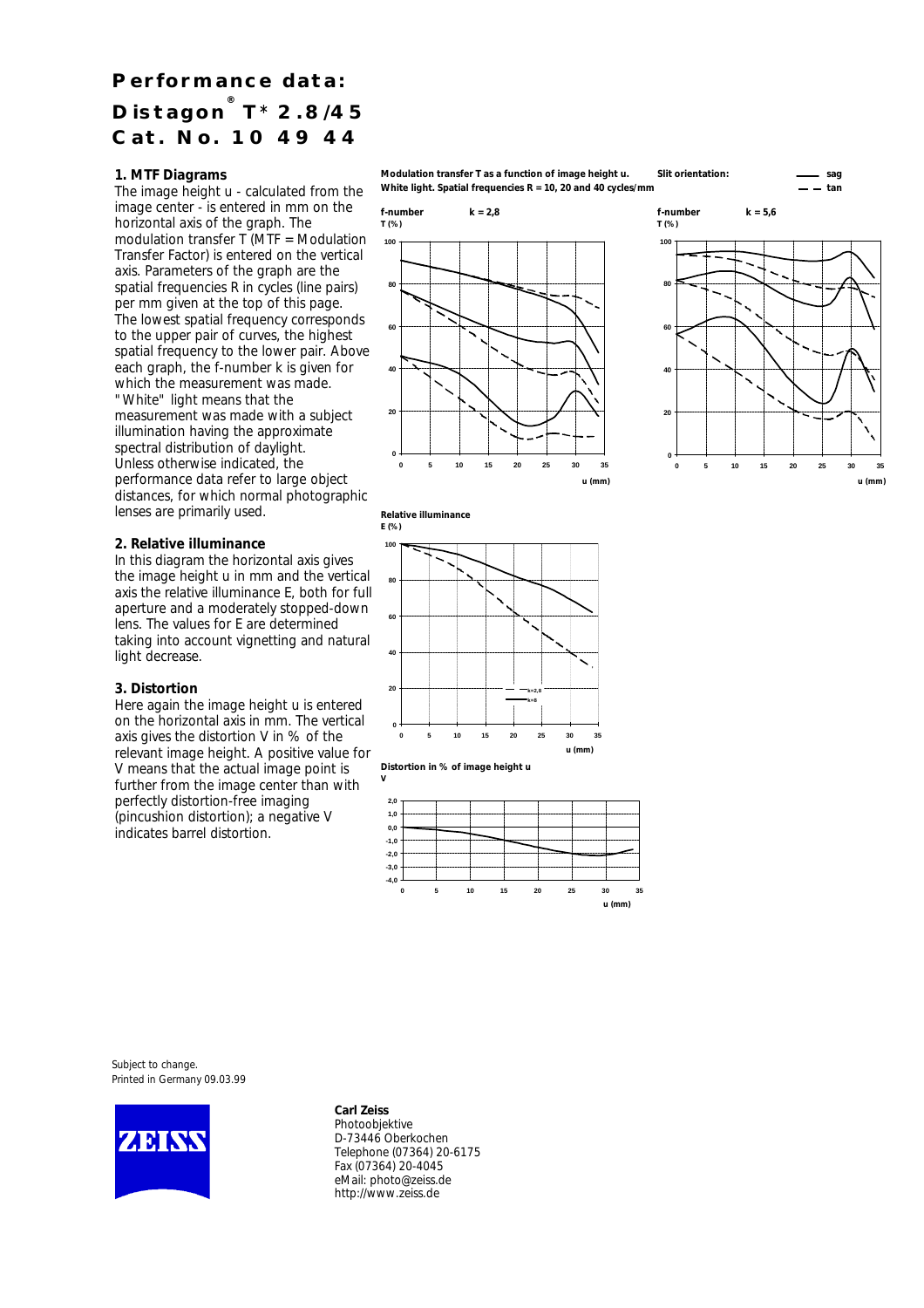# Performance data:

# Distagon® T* 2.8/45

# Cat. No. 10 49 44

## 1. MTF Diagrams

The image height u - calculated from the image center - is entered in mm on the horizontal axis of the graph. The modulation transfer T (MTF = Modulation Transfer Factor) is entered on the vertical axis. Parameters of the graph are the spatial frequencies R in cycles (line pairs) per mm given at the top of this page. The lowest spatial frequency corresponds to the upper pair of curves, the highest spatial frequency to the lower pair. Above each graph, the f-number k is given for which the measurement was made. "White" light means that the measurement was made with a subject illumination having the approximate spectral distribution of daylight. Unless otherwise indicated, the performance data refer to large object distances, for which normal photographic lenses are primarily used.

## 2. Relative illuminance

In this diagram the horizontal axis gives the image height u in mm and the vertical axis the relative illuminance E, both for full aperture and a moderately stopped-down lens. The values for E are determined taking into account vignetting and natural light decrease.

## 3. Distortion

Here again the image height u is entered on the horizontal axis in mm. The vertical axis gives the distortion V in % of the relevant image height. A positive value for V means that the actual image point is further from the image center than with perfectly distortion-free imaging (pincushion distortion); a negative V indicates barrel distortion.

**Modulation transfer T as a function of image height u.**
**White light. Spatial frequencies R = 10, 20 and 40 cycles/mm**

**Slit orientation:** sag / tan

f-number k = 2,8
T (%)
100
80
60
40
20
0
0 5 10 15 20 25 30 35
u (mm)

f-number k = 5,6
T (%)
100
80
60
40
20
0
0 5 10 15 20 25 30 35
u (mm)

**Relative illuminance**
E (%)
100
80
60
40
20
0
0 5 10 15 20 25 30 35
u (mm)
k=2,8
k=8

**Distortion in % of image height u**
V
2,0
1,0
0,0
-1,0
-2,0
-3,0
-4,0
0 5 10 15 20 25 30 35
u (mm)

Subject to change.
Printed in Germany 09.03.99

ZEISS

**Carl Zeiss**
Photoobjektive
D-73446 Oberkochen
Telephone (07364) 20-6175
Fax (07364) 20-4045
eMail: photo@zeiss.de
http://www.zeiss.de